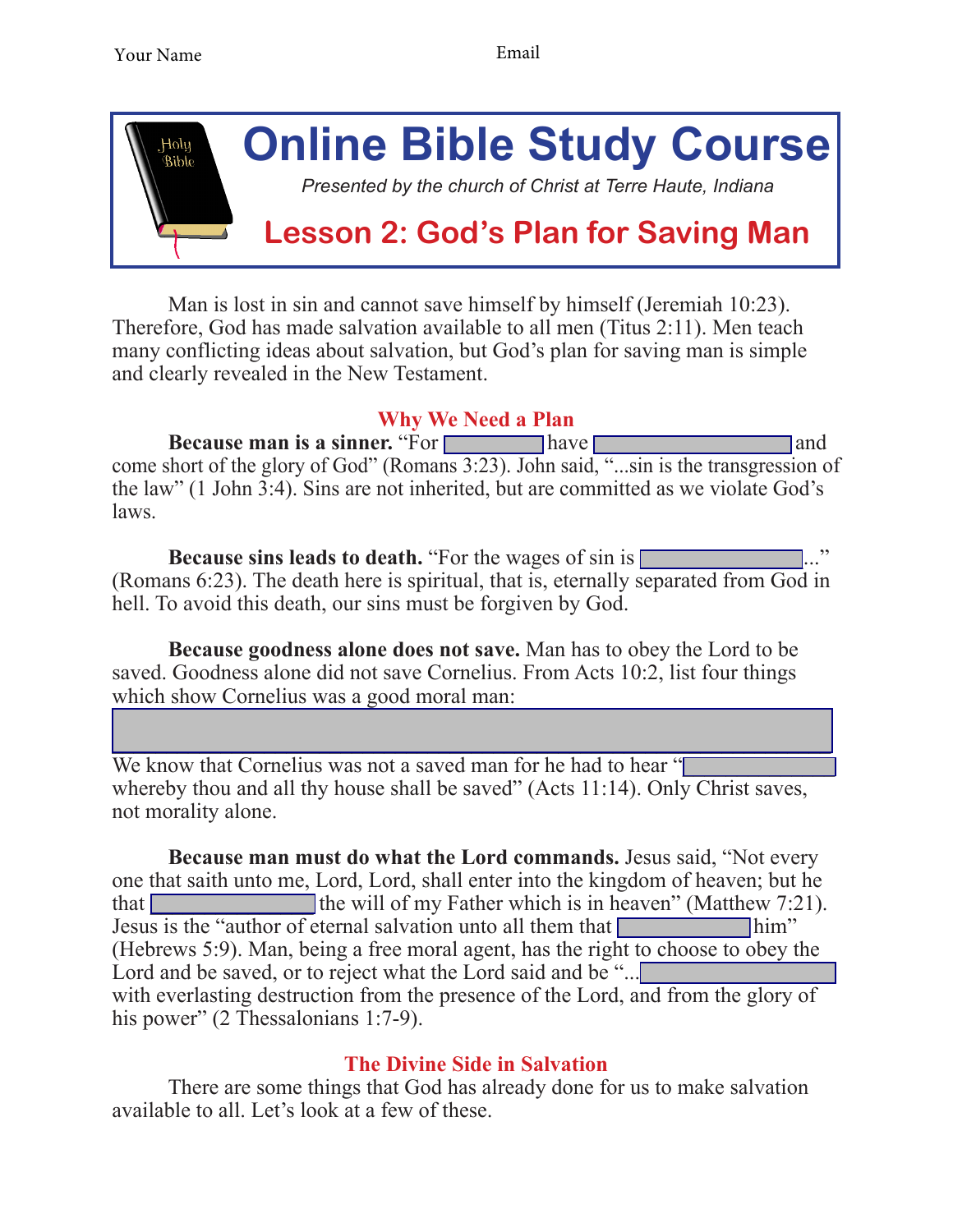Your Name Email

# Online Bible Study Course

*Presented by the church of Christ at Terre Haute, Indiana*

## Lesson 2: God's Plan for Saving Man

Man is lost in sin and cannot save himself by himself (Jeremiah 10:23). Therefore, God has made salvation available to all men (Titus 2:11). Men teach many conflicting ideas about salvation, but God's plan for saving man is simple and clearly revealed in the New Testament.

### Why We Need a Plan

**Because man is a sinner.** "For ________ have ________________ and come short of the glory of God" (Romans 3:23). John said, "...sin is the transgression of the law" (1 John 3:4). Sins are not inherited, but are committed as we violate God's laws.

**Because sins leads to death.** "For the wages of sin is ______________..." (Romans 6:23). The death here is spiritual, that is, eternally separated from God in hell. To avoid this death, our sins must be forgiven by God.

**Because goodness alone does not save.** Man has to obey the Lord to be saved. Goodness alone did not save Cornelius. From Acts 10:2, list four things which show Cornelius was a good moral man:

________________________________________________

We know that Cornelius was not a saved man for he had to hear "____________ whereby thou and all thy house shall be saved" (Acts 11:14). Only Christ saves, not morality alone.

**Because man must do what the Lord commands.** Jesus said, "Not every one that saith unto me, Lord, Lord, shall enter into the kingdom of heaven; but he that ______________ the will of my Father which is in heaven" (Matthew 7:21). Jesus is the "author of eternal salvation unto all them that ___________ him" (Hebrews 5:9). Man, being a free moral agent, has the right to choose to obey the Lord and be saved, or to reject what the Lord said and be "...________________ with everlasting destruction from the presence of the Lord, and from the glory of his power" (2 Thessalonians 1:7-9).

### The Divine Side in Salvation

There are some things that God has already done for us to make salvation available to all. Let's look at a few of these.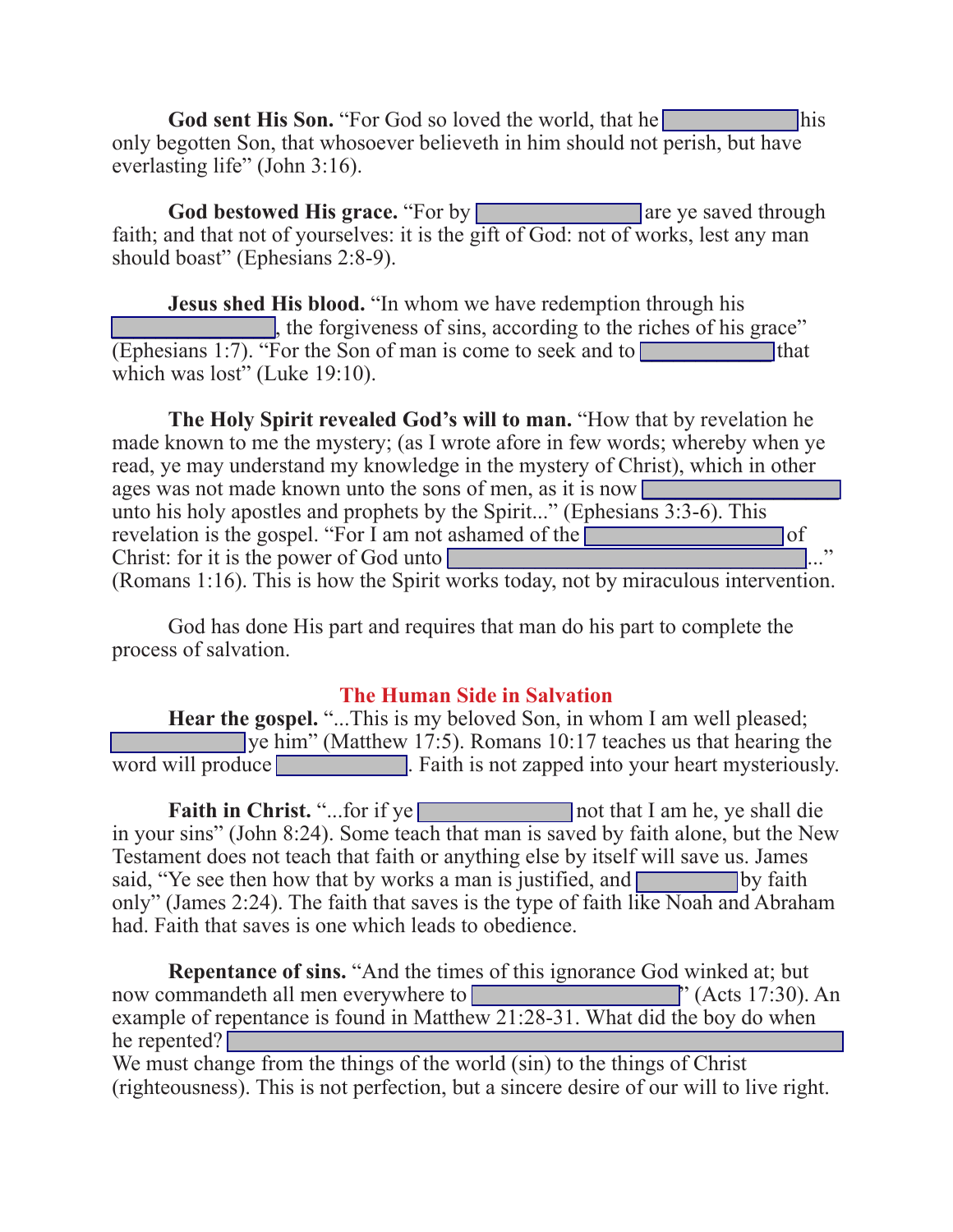**God sent His Son.** “For God so loved the world, that he __________ his only begotten Son, that whosoever believeth in him should not perish, but have everlasting life” (John 3:16).

**God bestowed His grace.** “For by __________ are ye saved through faith; and that not of yourselves: it is the gift of God: not of works, lest any man should boast” (Ephesians 2:8-9).

**Jesus shed His blood.** “In whom we have redemption through his __________, the forgiveness of sins, according to the riches of his grace” (Ephesians 1:7). “For the Son of man is come to seek and to __________ that which was lost” (Luke 19:10).

**The Holy Spirit revealed God’s will to man.** “How that by revelation he made known to me the mystery; (as I wrote afore in few words; whereby when ye read, ye may understand my knowledge in the mystery of Christ), which in other ages was not made known unto the sons of men, as it is now __________ unto his holy apostles and prophets by the Spirit...” (Ephesians 3:3-6). This revelation is the gospel. “For I am not ashamed of the __________ of Christ: for it is the power of God unto __________...” (Romans 1:16). This is how the Spirit works today, not by miraculous intervention.

God has done His part and requires that man do his part to complete the process of salvation.

## The Human Side in Salvation

**Hear the gospel.** “...This is my beloved Son, in whom I am well pleased; __________ ye him” (Matthew 17:5). Romans 10:17 teaches us that hearing the word will produce __________. Faith is not zapped into your heart mysteriously.

**Faith in Christ.** “...for if ye __________ not that I am he, ye shall die in your sins” (John 8:24). Some teach that man is saved by faith alone, but the New Testament does not teach that faith or anything else by itself will save us. James said, “Ye see then how that by works a man is justified, and __________ by faith only” (James 2:24). The faith that saves is the type of faith like Noah and Abraham had. Faith that saves is one which leads to obedience.

**Repentance of sins.** “And the times of this ignorance God winked at; but now commandeth all men everywhere to __________” (Acts 17:30). An example of repentance is found in Matthew 21:28-31. What did the boy do when he repented? __________

We must change from the things of the world (sin) to the things of Christ (righteousness). This is not perfection, but a sincere desire of our will to live right.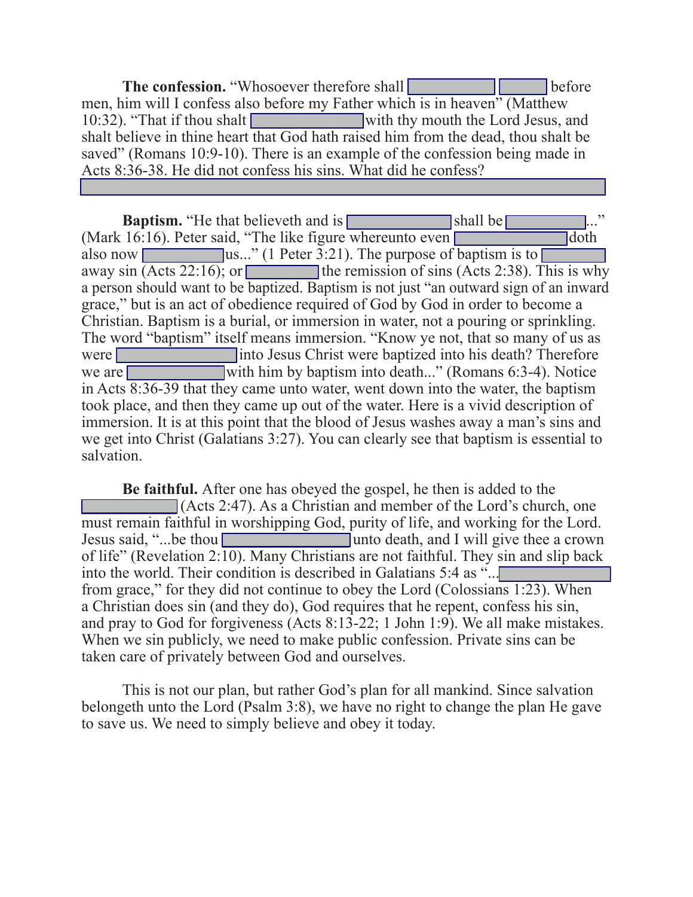**The confession.** "Whosoever therefore shall \_\_\_\_\_\_\_\_\_\_ \_\_\_\_\_ before men, him will I confess also before my Father which is in heaven" (Matthew 10:32). "That if thou shalt \_\_\_\_\_\_\_\_\_\_\_\_ with thy mouth the Lord Jesus, and shalt believe in thine heart that God hath raised him from the dead, thou shalt be saved" (Romans 10:9-10). There is an example of the confession being made in Acts 8:36-38. He did not confess his sins. What did he confess? \_\_\_\_\_\_\_\_\_\_\_\_\_\_\_\_\_\_\_\_\_\_\_\_\_\_\_\_\_\_\_\_\_\_\_\_\_\_\_\_\_\_\_\_\_\_\_\_\_\_

**Baptism.** "He that believeth and is \_\_\_\_\_\_\_\_\_\_\_ shall be \_\_\_\_\_\_\_\_...” (Mark 16:16). Peter said, "The like figure whereunto even \_\_\_\_\_\_\_\_\_\_\_\_ doth also now \_\_\_\_\_\_\_\_ us..." (1 Peter 3:21). The purpose of baptism is to \_\_\_\_\_\_\_ away sin (Acts 22:16); or \_\_\_\_\_\_\_\_ the remission of sins (Acts 2:38). This is why a person should want to be baptized. Baptism is not just "an outward sign of an inward grace," but is an act of obedience required of God by God in order to become a Christian. Baptism is a burial, or immersion in water, not a pouring or sprinkling. The word "baptism" itself means immersion. "Know ye not, that so many of us as were \_\_\_\_\_\_\_\_\_\_\_\_\_ into Jesus Christ were baptized into his death? Therefore we are \_\_\_\_\_\_\_\_\_\_\_ with him by baptism into death..." (Romans 6:3-4). Notice in Acts 8:36-39 that they came unto water, went down into the water, the baptism took place, and then they came up out of the water. Here is a vivid description of immersion. It is at this point that the blood of Jesus washes away a man's sins and we get into Christ (Galatians 3:27). You can clearly see that baptism is essential to salvation.

**Be faithful.** After one has obeyed the gospel, he then is added to the \_\_\_\_\_\_\_\_\_\_ (Acts 2:47). As a Christian and member of the Lord's church, one must remain faithful in worshipping God, purity of life, and working for the Lord. Jesus said, "...be thou \_\_\_\_\_\_\_\_\_\_\_\_\_\_ unto death, and I will give thee a crown of life" (Revelation 2:10). Many Christians are not faithful. They sin and slip back into the world. Their condition is described in Galatians 5:4 as "...\_\_\_\_\_\_\_\_\_\_\_\_ from grace," for they did not continue to obey the Lord (Colossians 1:23). When a Christian does sin (and they do), God requires that he repent, confess his sin, and pray to God for forgiveness (Acts 8:13-22; 1 John 1:9). We all make mistakes. When we sin publicly, we need to make public confession. Private sins can be taken care of privately between God and ourselves.

This is not our plan, but rather God's plan for all mankind. Since salvation belongeth unto the Lord (Psalm 3:8), we have no right to change the plan He gave to save us. We need to simply believe and obey it today.